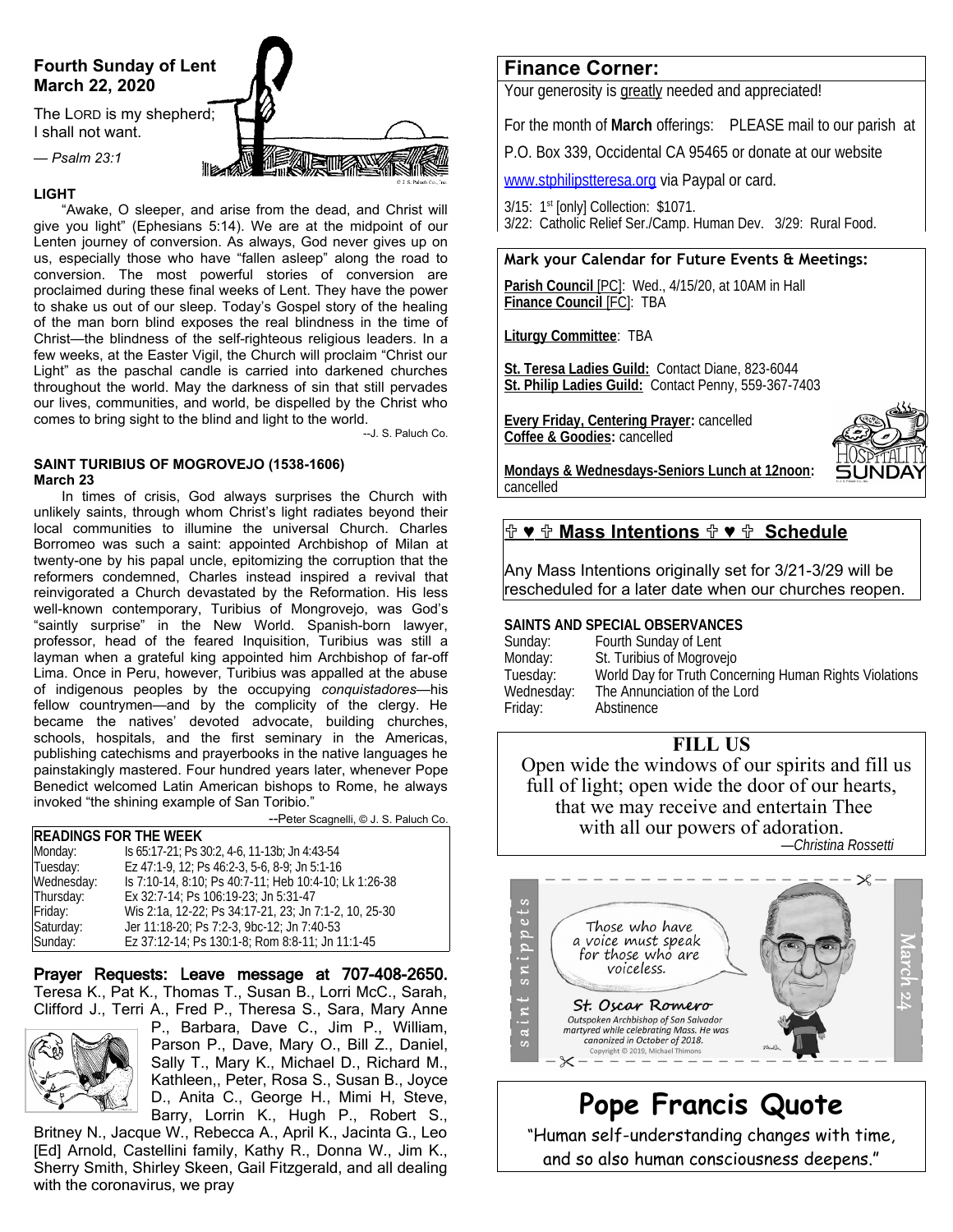## Fourth Sunday of Lent
### March 22, 2020

The LORD is my shepherd;
I shall not want.

*— Psalm 23:1*

### LIGHT

"Awake, O sleeper, and arise from the dead, and Christ will give you light" (Ephesians 5:14). We are at the midpoint of our Lenten journey of conversion. As always, God never gives up on us, especially those who have "fallen asleep" along the road to conversion. The most powerful stories of conversion are proclaimed during these final weeks of Lent. They have the power to shake us out of our sleep. Today's Gospel story of the healing of the man born blind exposes the real blindness in the time of Christ—the blindness of the self-righteous religious leaders. In a few weeks, at the Easter Vigil, the Church will proclaim "Christ our Light" as the paschal candle is carried into darkened churches throughout the world. May the darkness of sin that still pervades our lives, communities, and world, be dispelled by the Christ who comes to bring sight to the blind and light to the world.

--J. S. Paluch Co.

### SAINT TURIBIUS OF MOGROVEJO (1538-1606)
**March 23**

In times of crisis, God always surprises the Church with unlikely saints, through whom Christ's light radiates beyond their local communities to illumine the universal Church. Charles Borromeo was such a saint: appointed Archbishop of Milan at twenty-one by his papal uncle, epitomizing the corruption that the reformers condemned, Charles instead inspired a revival that reinvigorated a Church devastated by the Reformation. His less well-known contemporary, Turibius of Mongrovejo, was God's "saintly surprise" in the New World. Spanish-born lawyer, professor, head of the feared Inquisition, Turibius was still a layman when a grateful king appointed him Archbishop of far-off Lima. Once in Peru, however, Turibius was appalled at the abuse of indigenous peoples by the occupying *conquistadores*—his fellow countrymen—and by the complicity of the clergy. He became the natives' devoted advocate, building churches, schools, hospitals, and the first seminary in the Americas, publishing catechisms and prayerbooks in the native languages he painstakingly mastered. Four hundred years later, whenever Pope Benedict welcomed Latin American bishops to Rome, he always invoked "the shining example of San Toribio."

--Peter Scagnelli, © J. S. Paluch Co.

| READINGS FOR THE WEEK | |
|---|---|
| Monday: | Is 65:17-21; Ps 30:2, 4-6, 11-13b; Jn 4:43-54 |
| Tuesday: | Ez 47:1-9, 12; Ps 46:2-3, 5-6, 8-9; Jn 5:1-16 |
| Wednesday: | Is 7:10-14, 8:10; Ps 40:7-11; Heb 10:4-10; Lk 1:26-38 |
| Thursday: | Ex 32:7-14; Ps 106:19-23; Jn 5:31-47 |
| Friday: | Wis 2:1a, 12-22; Ps 34:17-21, 23; Jn 7:1-2, 10, 25-30 |
| Saturday: | Jer 11:18-20; Ps 7:2-3, 9bc-12; Jn 7:40-53 |
| Sunday: | Ez 37:12-14; Ps 130:1-8; Rom 8:8-11; Jn 11:1-45 |

**Prayer Requests: Leave message at 707-408-2650.** Teresa K., Pat K., Thomas T., Susan B., Lorri McC., Sarah, Clifford J., Terri A., Fred P., Theresa S., Sara, Mary Anne P., Barbara, Dave C., Jim P., William, Parson P., Dave, Mary O., Bill Z., Daniel, Sally T., Mary K., Michael D., Richard M., Kathleen,, Peter, Rosa S., Susan B., Joyce D., Anita C., George H., Mimi H, Steve, Barry, Lorrin K., Hugh P., Robert S., Britney N., Jacque W., Rebecca A., April K., Jacinta G., Leo [Ed] Arnold, Castellini family, Kathy R., Donna W., Jim K., Sherry Smith, Shirley Skeen, Gail Fitzgerald, and all dealing with the coronavirus, we pray

## Finance Corner:

Your generosity is greatly needed and appreciated!

For the month of **March** offerings: PLEASE mail to our parish at P.O. Box 339, Occidental CA 95465 or donate at our website www.stphilipstteresa.org via Paypal or card.

3/15: 1st [only] Collection: $1071.
3/22: Catholic Relief Ser./Camp. Human Dev. 3/29: Rural Food.

## Mark your Calendar for Future Events & Meetings:

**Parish Council** [PC]: Wed., 4/15/20, at 10AM in Hall
**Finance Council** [FC]: TBA

**Liturgy Committee**: TBA

**St. Teresa Ladies Guild:** Contact Diane, 823-6044
**St. Philip Ladies Guild:** Contact Penny, 559-367-7403

**Every Friday, Centering Prayer:** cancelled
**Coffee & Goodies:** cancelled

**Mondays & Wednesdays-Seniors Lunch at 12noon:** cancelled

## ✞ ♥ ✞ Mass Intentions ✞ ♥ ✞ Schedule

Any Mass Intentions originally set for 3/21-3/29 will be rescheduled for a later date when our churches reopen.

### SAINTS AND SPECIAL OBSERVANCES

| | |
|---|---|
| Sunday: | Fourth Sunday of Lent |
| Monday: | St. Turibius of Mogrovejo |
| Tuesday: | World Day for Truth Concerning Human Rights Violations |
| Wednesday: | The Annunciation of the Lord |
| Friday: | Abstinence |

### FILL US

Open wide the windows of our spirits and fill us full of light; open wide the door of our hearts, that we may receive and entertain Thee with all our powers of adoration.

*—Christina Rossetti*

saint snippets — March 24

Those who have a voice must speak for those who are voiceless.

**St. Oscar Romero**
Outspoken Archbishop of San Salvador martyred while celebrating Mass. He was canonized in October of 2018.
Copyright © 2019, Michael Thimons

## Pope Francis Quote

"Human self-understanding changes with time, and so also human consciousness deepens."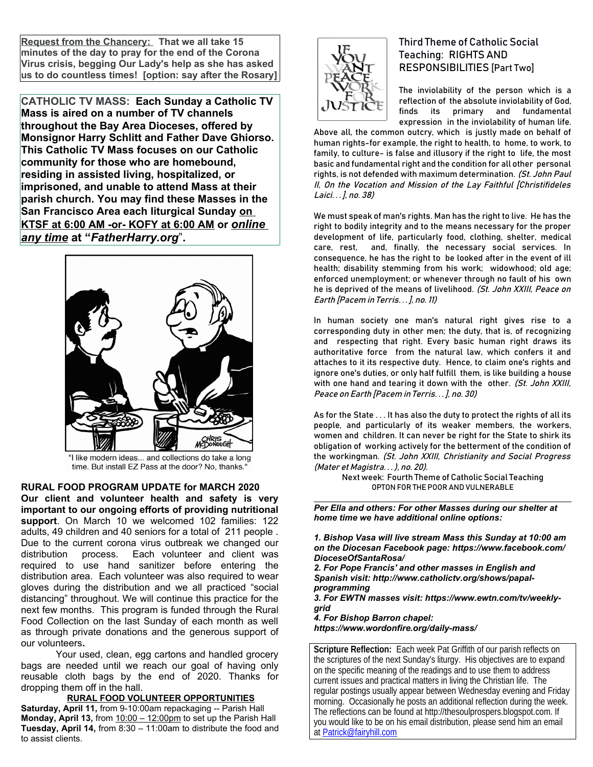**Request from the Chancery:** **That we all take 15 minutes of the day to pray for the end of the Corona Virus crisis, begging Our Lady's help as she has asked us to do countless times! [option: say after the Rosary]**

**CATHOLIC TV MASS: Each Sunday a Catholic TV Mass is aired on a number of TV channels throughout the Bay Area Dioceses, offered by Monsignor Harry Schlitt and Father Dave Ghiorso. This Catholic TV Mass focuses on our Catholic community for those who are homebound, residing in assisted living, hospitalized, or imprisoned, and unable to attend Mass at their parish church. You may find these Masses in the San Francisco Area each liturgical Sunday on KTSF at 6:00 AM -or- KOFY at 6:00 AM or *online any time* at "*FatherHarry.org*".**

"I like modern ideas... and collections do take a long time. But install EZ Pass at the door? No, thanks."

## RURAL FOOD PROGRAM UPDATE for MARCH 2020

**Our client and volunteer health and safety is very important to our ongoing efforts of providing nutritional support**. On March 10 we welcomed 102 families: 122 adults, 49 children and 40 seniors for a total of 211 people . Due to the current corona virus outbreak we changed our distribution process. Each volunteer and client was required to use hand sanitizer before entering the distribution area. Each volunteer was also required to wear gloves during the distribution and we all practiced "social distancing" throughout. We will continue this practice for the next few months. This program is funded through the Rural Food Collection on the last Sunday of each month as well as through private donations and the generous support of our volunteers**.**

Your used, clean, egg cartons and handled grocery bags are needed until we reach our goal of having only reusable cloth bags by the end of 2020. Thanks for dropping them off in the hall.

**RURAL FOOD VOLUNTEER OPPORTUNITIES**

**Saturday, April 11,** from 9-10:00am repackaging -- Parish Hall
**Monday, April 13,** from 10:00 – 12:00pm to set up the Parish Hall
**Tuesday, April 14,** from 8:30 – 11:00am to distribute the food and to assist clients.

## Third Theme of Catholic Social Teaching: RIGHTS AND RESPONSIBILITIES [Part Two]

The inviolability of the person which is a reflection of the absolute inviolability of God, finds its primary and fundamental expression in the inviolability of human life. Above all, the common outcry, which is justly made on behalf of human rights-for example, the right to health, to home, to work, to family, to culture- is false and illusory if the right to life, the most basic and fundamental right and the condition for all other personal rights, is not defended with maximum determination. *(St. John Paul II, On the Vocation and Mission of the Lay Faithful [Christifideles Laici…], no. 38)*

We must speak of man's rights. Man has the right to live. He has the right to bodily integrity and to the means necessary for the proper development of life, particularly food, clothing, shelter, medical care, rest, and, finally, the necessary social services. In consequence, he has the right to be looked after in the event of ill health; disability stemming from his work; widowhood; old age; enforced unemployment; or whenever through no fault of his own he is deprived of the means of livelihood. *(St. John XXIII, Peace on Earth [Pacem in Terris…], no. 11)*

In human society one man's natural right gives rise to a corresponding duty in other men; the duty, that is, of recognizing and respecting that right. Every basic human right draws its authoritative force from the natural law, which confers it and attaches to it its respective duty. Hence, to claim one's rights and ignore one's duties, or only half fulfill them, is like building a house with one hand and tearing it down with the other. *(St. John XXIII, Peace on Earth [Pacem in Terris…], no. 30)*

As for the State . . . It has also the duty to protect the rights of all its people, and particularly of its weaker members, the workers, women and children. It can never be right for the State to shirk its obligation of working actively for the betterment of the condition of the workingman. *(St. John XXIII, Christianity and Social Progress (Mater et Magistra…), no. 20).*

Next week: Fourth Theme of Catholic Social Teaching OPTON FOR THE POOR AND VULNERABLE

---

***Per Ella and others: For other Masses during our shelter at home time we have additional online options:***

***1. Bishop Vasa will live stream Mass this Sunday at 10:00 am on the Diocesan Facebook page: https://www.facebook.com/DioceseOfSantaRosa/***
***2. For Pope Francis' and other masses in English and Spanish visit: http://www.catholictv.org/shows/papal-programming***
***3. For EWTN masses visit: https://www.ewtn.com/tv/weekly-grid***
***4. For Bishop Barron chapel: https://www.wordonfire.org/daily-mass/***

**Scripture Reflection:** Each week Pat Griffith of our parish reflects on the scriptures of the next Sunday's liturgy. His objectives are to expand on the specific meaning of the readings and to use them to address current issues and practical matters in living the Christian life. The regular postings usually appear between Wednesday evening and Friday morning. Occasionally he posts an additional reflection during the week. The reflections can be found at http://thesoulprospers.blogspot.com. If you would like to be on his email distribution, please send him an email at Patrick@fairyhill.com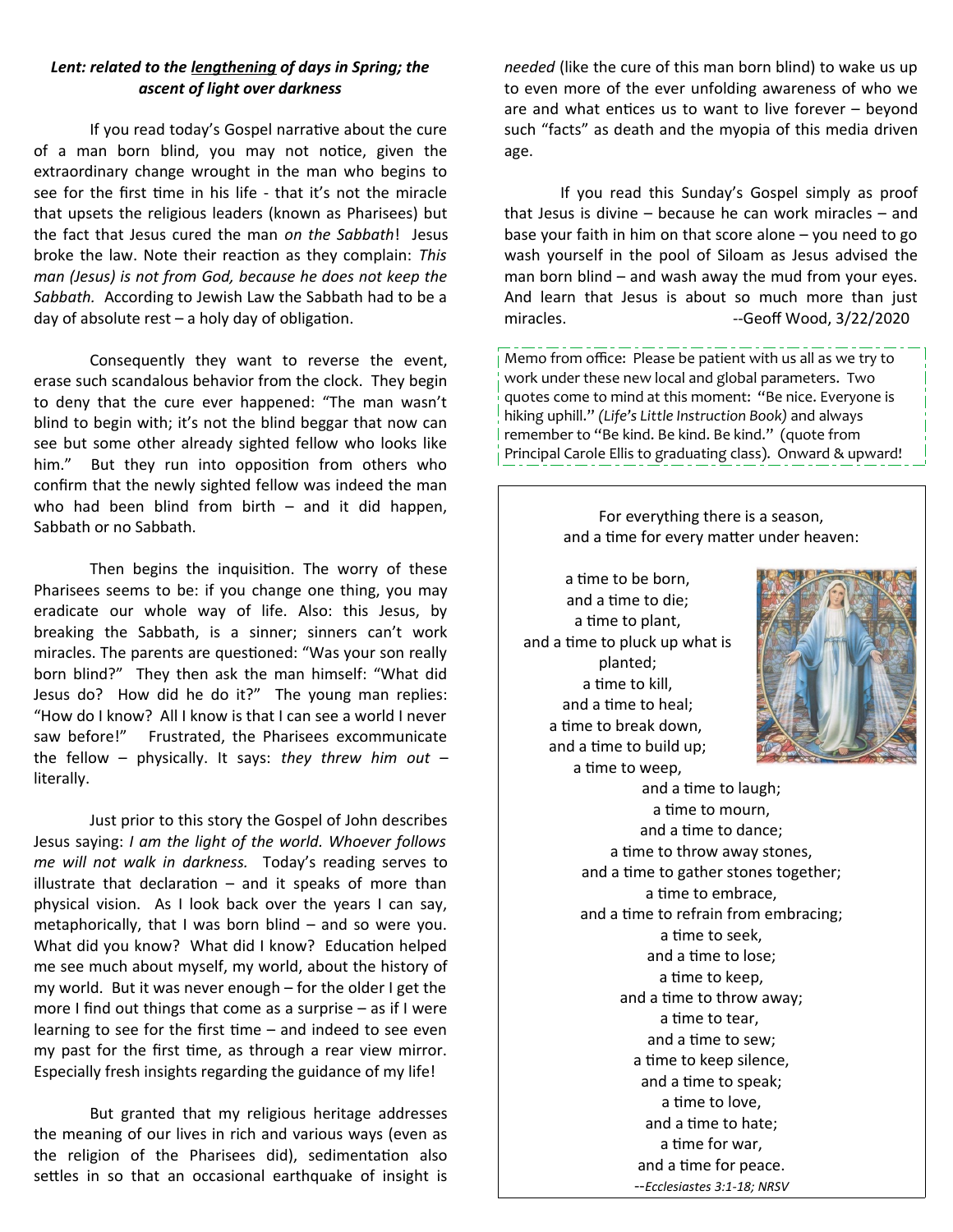### *Lent: related to the lengthening of days in Spring; the ascent of light over darkness*

If you read today's Gospel narrative about the cure of a man born blind, you may not notice, given the extraordinary change wrought in the man who begins to see for the first time in his life - that it's not the miracle that upsets the religious leaders (known as Pharisees) but the fact that Jesus cured the man *on the Sabbath*! Jesus broke the law. Note their reaction as they complain: *This man (Jesus) is not from God, because he does not keep the Sabbath.* According to Jewish Law the Sabbath had to be a day of absolute rest – a holy day of obligation.

Consequently they want to reverse the event, erase such scandalous behavior from the clock. They begin to deny that the cure ever happened: "The man wasn't blind to begin with; it's not the blind beggar that now can see but some other already sighted fellow who looks like him." But they run into opposition from others who confirm that the newly sighted fellow was indeed the man who had been blind from birth – and it did happen, Sabbath or no Sabbath.

Then begins the inquisition. The worry of these Pharisees seems to be: if you change one thing, you may eradicate our whole way of life. Also: this Jesus, by breaking the Sabbath, is a sinner; sinners can't work miracles. The parents are questioned: "Was your son really born blind?" They then ask the man himself: "What did Jesus do? How did he do it?" The young man replies: "How do I know? All I know is that I can see a world I never saw before!" Frustrated, the Pharisees excommunicate the fellow – physically. It says: *they threw him out* – literally.

Just prior to this story the Gospel of John describes Jesus saying: *I am the light of the world. Whoever follows me will not walk in darkness.* Today's reading serves to illustrate that declaration – and it speaks of more than physical vision. As I look back over the years I can say, metaphorically, that I was born blind – and so were you. What did you know? What did I know? Education helped me see much about myself, my world, about the history of my world. But it was never enough – for the older I get the more I find out things that come as a surprise – as if I were learning to see for the first time – and indeed to see even my past for the first time, as through a rear view mirror. Especially fresh insights regarding the guidance of my life!

But granted that my religious heritage addresses the meaning of our lives in rich and various ways (even as the religion of the Pharisees did), sedimentation also settles in so that an occasional earthquake of insight is *needed* (like the cure of this man born blind) to wake us up to even more of the ever unfolding awareness of who we are and what entices us to want to live forever – beyond such "facts" as death and the myopia of this media driven age.

If you read this Sunday's Gospel simply as proof that Jesus is divine – because he can work miracles – and base your faith in him on that score alone – you need to go wash yourself in the pool of Siloam as Jesus advised the man born blind – and wash away the mud from your eyes. And learn that Jesus is about so much more than just miracles.

--Geoff Wood, 3/22/2020

Memo from office: Please be patient with us all as we try to work under these new local and global parameters. Two quotes come to mind at this moment: "Be nice. Everyone is hiking uphill." *(Life's Little Instruction Book)* and always remember to "Be kind. Be kind. Be kind." (quote from Principal Carole Ellis to graduating class). Onward & upward!

For everything there is a season,
and a time for every matter under heaven:

a time to be born,
and a time to die;
a time to plant,
and a time to pluck up what is planted;
a time to kill,
and a time to heal;
a time to break down,
and a time to build up;
a time to weep,
and a time to laugh;
a time to mourn,
and a time to dance;
a time to throw away stones,
and a time to gather stones together;
a time to embrace,
and a time to refrain from embracing;
a time to seek,
and a time to lose;
a time to keep,
and a time to throw away;
a time to tear,
and a time to sew;
a time to keep silence,
and a time to speak;
a time to love,
and a time to hate;
a time for war,
and a time for peace.

*--Ecclesiastes 3:1-18; NRSV*